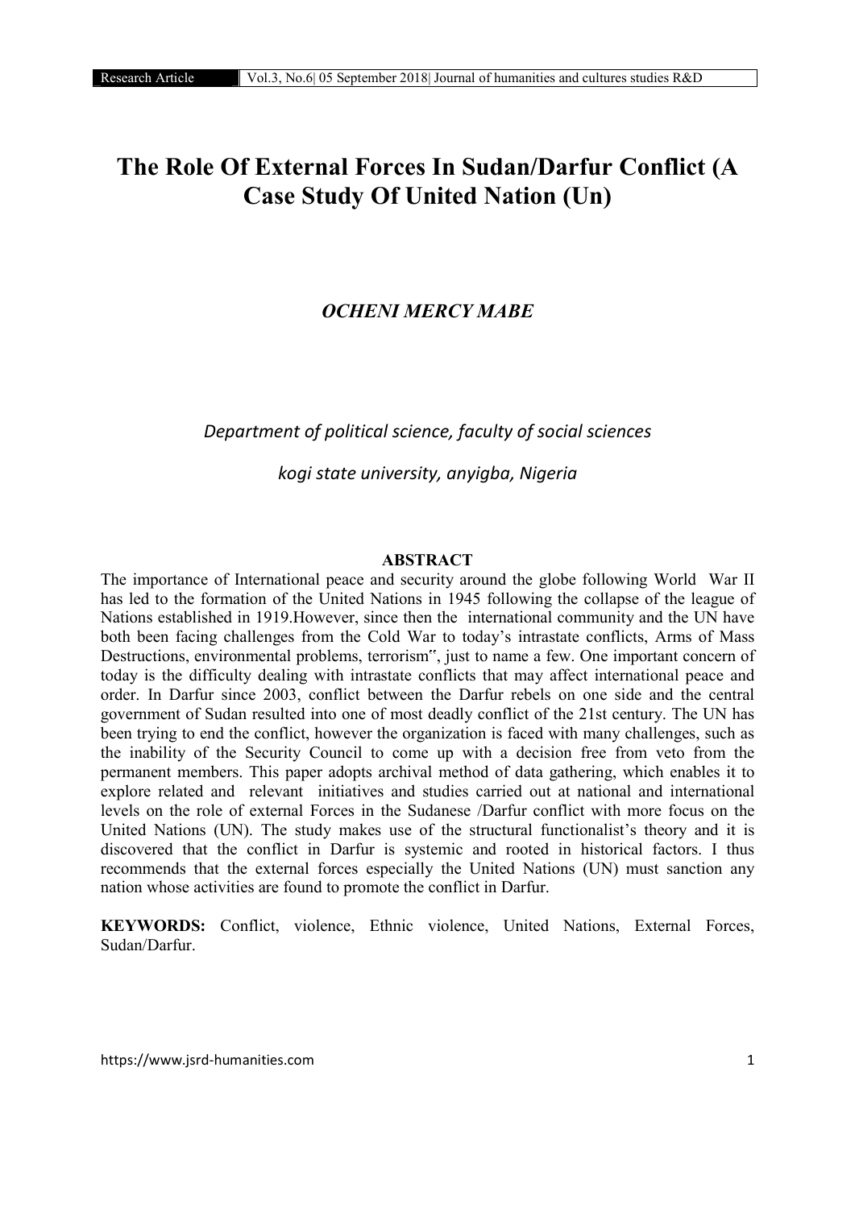# The Role Of External Forces In Sudan/Darfur Conflict (A Case Study Of United Nation (Un)

*OCHENI MERCY MABE*

*Department of political science, faculty of social sciences*

*kogi state university, anyigba, Nigeria*

## ABSTRACT

The importance of International peace and security around the globe following World War II has led to the formation of the United Nations in 1945 following the collapse of the league of Nations established in 1919.However, since then the international community and the UN have both been facing challenges from the Cold War to today's intrastate conflicts, Arms of Mass Destructions, environmental problems, terrorism‟, just to name a few. One important concern of today is the difficulty dealing with intrastate conflicts that may affect international peace and order. In Darfur since 2003, conflict between the Darfur rebels on one side and the central government of Sudan resulted into one of most deadly conflict of the 21st century. The UN has been trying to end the conflict, however the organization is faced with many challenges, such as the inability of the Security Council to come up with a decision free from veto from the permanent members. This paper adopts archival method of data gathering, which enables it to explore related and relevant initiatives and studies carried out at national and international levels on the role of external Forces in the Sudanese /Darfur conflict with more focus on the United Nations (UN). The study makes use of the structural functionalist's theory and it is discovered that the conflict in Darfur is systemic and rooted in historical factors. I thus recommends that the external forces especially the United Nations (UN) must sanction any nation whose activities are found to promote the conflict in Darfur.

**KEYWORDS:** Conflict, violence, Ethnic violence, United Nations, External Forces, Sudan/Darfur.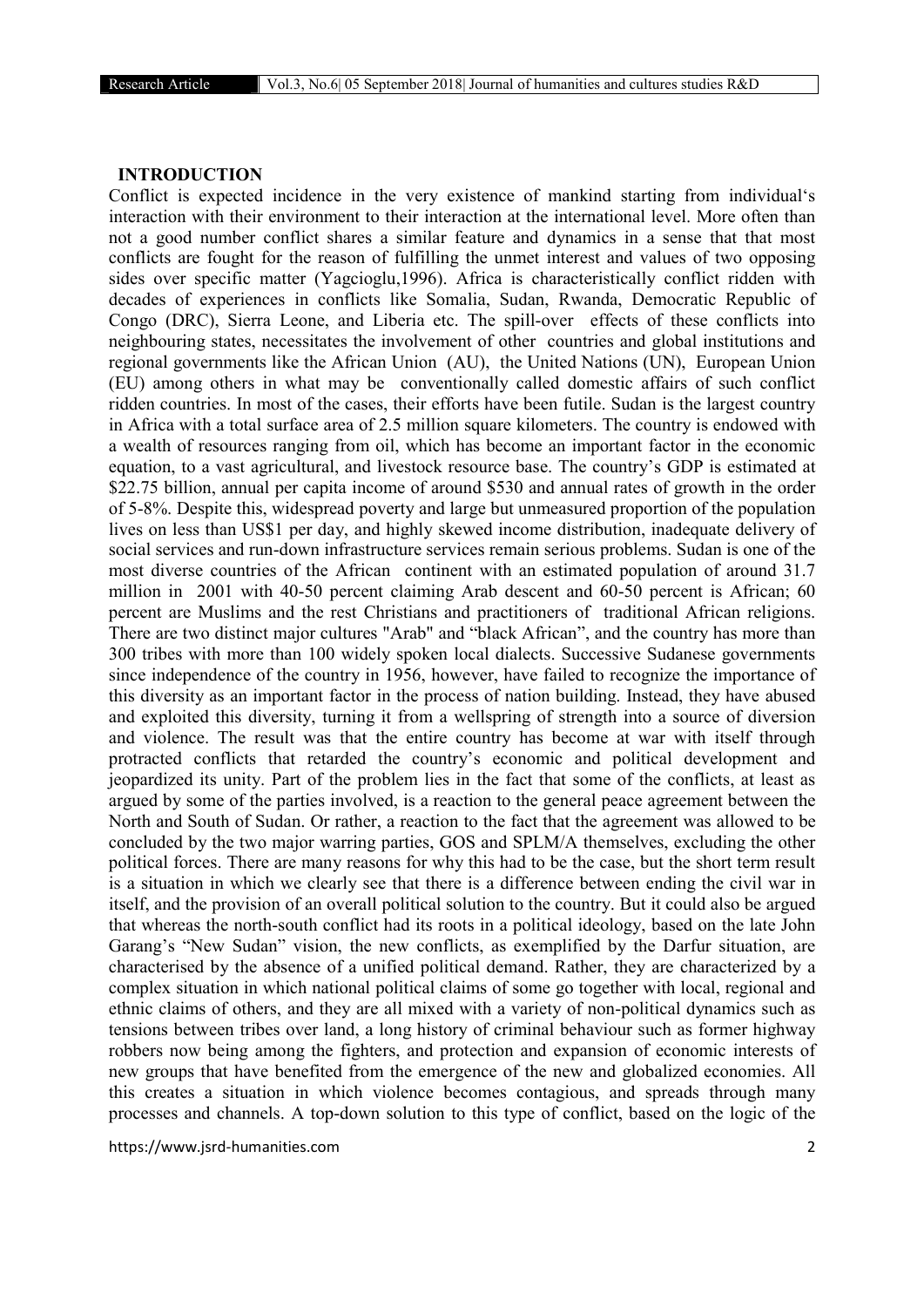## INTRODUCTION

Conflict is expected incidence in the very existence of mankind starting from individual's interaction with their environment to their interaction at the international level. More often than not a good number conflict shares a similar feature and dynamics in a sense that that most conflicts are fought for the reason of fulfilling the unmet interest and values of two opposing sides over specific matter (Yagcioglu,1996). Africa is characteristically conflict ridden with decades of experiences in conflicts like Somalia, Sudan, Rwanda, Democratic Republic of Congo (DRC), Sierra Leone, and Liberia etc. The spill-over effects of these conflicts into neighbouring states, necessitates the involvement of other countries and global institutions and regional governments like the African Union (AU), the United Nations (UN), European Union (EU) among others in what may be conventionally called domestic affairs of such conflict ridden countries. In most of the cases, their efforts have been futile. Sudan is the largest country in Africa with a total surface area of 2.5 million square kilometers. The country is endowed with a wealth of resources ranging from oil, which has become an important factor in the economic equation, to a vast agricultural, and livestock resource base. The country's GDP is estimated at \$22.75 billion, annual per capita income of around \$530 and annual rates of growth in the order of 5-8%. Despite this, widespread poverty and large but unmeasured proportion of the population lives on less than US\$1 per day, and highly skewed income distribution, inadequate delivery of social services and run-down infrastructure services remain serious problems. Sudan is one of the most diverse countries of the African continent with an estimated population of around 31.7 million in 2001 with 40-50 percent claiming Arab descent and 60-50 percent is African; 60 percent are Muslims and the rest Christians and practitioners of traditional African religions. There are two distinct major cultures "Arab" and "black African", and the country has more than 300 tribes with more than 100 widely spoken local dialects. Successive Sudanese governments since independence of the country in 1956, however, have failed to recognize the importance of this diversity as an important factor in the process of nation building. Instead, they have abused and exploited this diversity, turning it from a wellspring of strength into a source of diversion and violence. The result was that the entire country has become at war with itself through protracted conflicts that retarded the country's economic and political development and jeopardized its unity. Part of the problem lies in the fact that some of the conflicts, at least as argued by some of the parties involved, is a reaction to the general peace agreement between the North and South of Sudan. Or rather, a reaction to the fact that the agreement was allowed to be concluded by the two major warring parties, GOS and SPLM/A themselves, excluding the other political forces. There are many reasons for why this had to be the case, but the short term result is a situation in which we clearly see that there is a difference between ending the civil war in itself, and the provision of an overall political solution to the country. But it could also be argued that whereas the north-south conflict had its roots in a political ideology, based on the late John Garang's "New Sudan" vision, the new conflicts, as exemplified by the Darfur situation, are characterised by the absence of a unified political demand. Rather, they are characterized by a complex situation in which national political claims of some go together with local, regional and ethnic claims of others, and they are all mixed with a variety of non-political dynamics such as tensions between tribes over land, a long history of criminal behaviour such as former highway robbers now being among the fighters, and protection and expansion of economic interests of new groups that have benefited from the emergence of the new and globalized economies. All this creates a situation in which violence becomes contagious, and spreads through many processes and channels. A top-down solution to this type of conflict, based on the logic of the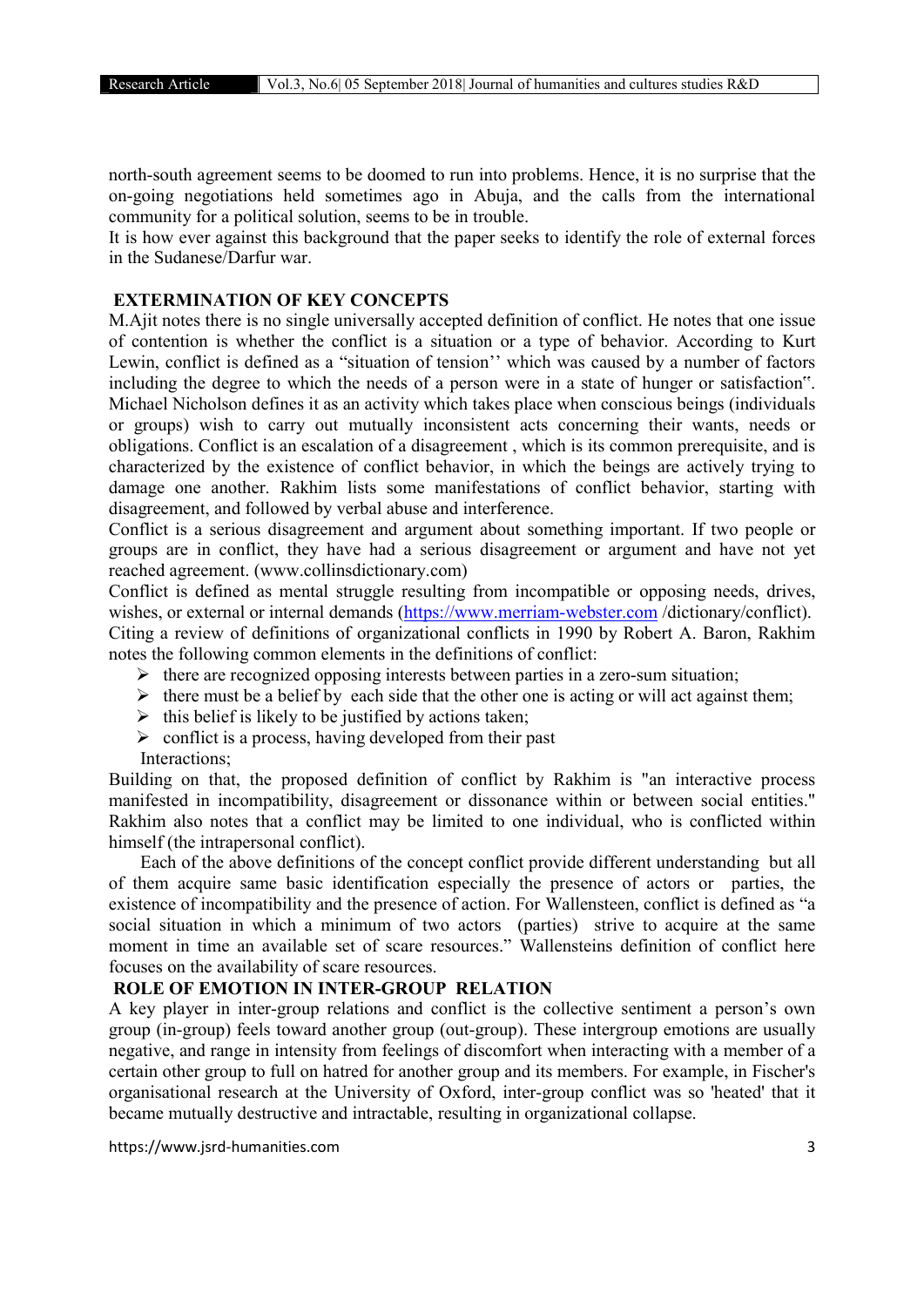north-south agreement seems to be doomed to run into problems. Hence, it is no surprise that the on-going negotiations held sometimes ago in Abuja, and the calls from the international community for a political solution, seems to be in trouble.

It is how ever against this background that the paper seeks to identify the role of external forces in the Sudanese/Darfur war.

## EXTERMINATION OF KEY CONCEPTS

M.Ajit notes there is no single universally accepted definition of conflict. He notes that one issue of contention is whether the conflict is a situation or a type of behavior. According to Kurt Lewin, conflict is defined as a "situation of tension'' which was caused by a number of factors including the degree to which the needs of a person were in a state of hunger or satisfaction". Michael Nicholson defines it as an activity which takes place when conscious beings (individuals or groups) wish to carry out mutually inconsistent acts concerning their wants, needs or obligations. Conflict is an escalation of a disagreement , which is its common prerequisite, and is characterized by the existence of conflict behavior, in which the beings are actively trying to damage one another. Rakhim lists some manifestations of conflict behavior, starting with disagreement, and followed by verbal abuse and interference.

Conflict is a serious disagreement and argument about something important. If two people or groups are in conflict, they have had a serious disagreement or argument and have not yet reached agreement. (www.collinsdictionary.com)

Conflict is defined as mental struggle resulting from incompatible or opposing needs, drives, wishes, or external or internal demands (https://www.merriam-webster.com /dictionary/conflict).

Citing a review of definitions of organizational conflicts in 1990 by Robert A. Baron, Rakhim notes the following common elements in the definitions of conflict:

- there are recognized opposing interests between parties in a zero-sum situation;
- there must be a belief by each side that the other one is acting or will act against them;
- this belief is likely to be justified by actions taken;
- conflict is a process, having developed from their past Interactions;

Building on that, the proposed definition of conflict by Rakhim is "an interactive process manifested in incompatibility, disagreement or dissonance within or between social entities." Rakhim also notes that a conflict may be limited to one individual, who is conflicted within himself (the intrapersonal conflict).

Each of the above definitions of the concept conflict provide different understanding but all of them acquire same basic identification especially the presence of actors or parties, the existence of incompatibility and the presence of action. For Wallensteen, conflict is defined as "a social situation in which a minimum of two actors (parties) strive to acquire at the same moment in time an available set of scare resources." Wallensteins definition of conflict here focuses on the availability of scare resources.

## ROLE OF EMOTION IN INTER-GROUP RELATION

A key player in inter-group relations and conflict is the collective sentiment a person's own group (in-group) feels toward another group (out-group). These intergroup emotions are usually negative, and range in intensity from feelings of discomfort when interacting with a member of a certain other group to full on hatred for another group and its members. For example, in Fischer's organisational research at the University of Oxford, inter-group conflict was so 'heated' that it became mutually destructive and intractable, resulting in organizational collapse.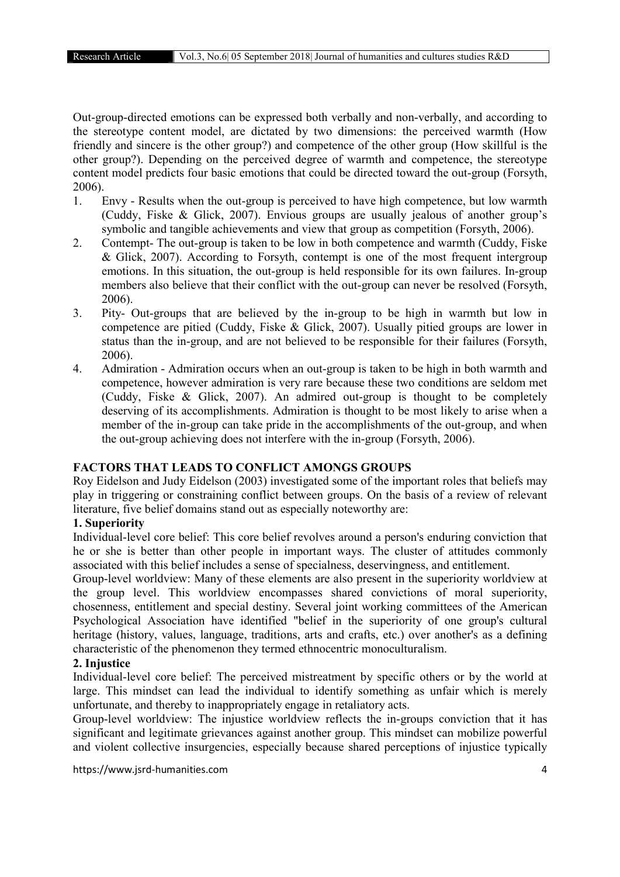Out-group-directed emotions can be expressed both verbally and non-verbally, and according to the stereotype content model, are dictated by two dimensions: the perceived warmth (How friendly and sincere is the other group?) and competence of the other group (How skillful is the other group?). Depending on the perceived degree of warmth and competence, the stereotype content model predicts four basic emotions that could be directed toward the out-group (Forsyth, 2006).

1. Envy - Results when the out-group is perceived to have high competence, but low warmth (Cuddy, Fiske & Glick, 2007). Envious groups are usually jealous of another group's symbolic and tangible achievements and view that group as competition (Forsyth, 2006).
2. Contempt- The out-group is taken to be low in both competence and warmth (Cuddy, Fiske & Glick, 2007). According to Forsyth, contempt is one of the most frequent intergroup emotions. In this situation, the out-group is held responsible for its own failures. In-group members also believe that their conflict with the out-group can never be resolved (Forsyth, 2006).
3. Pity- Out-groups that are believed by the in-group to be high in warmth but low in competence are pitied (Cuddy, Fiske & Glick, 2007). Usually pitied groups are lower in status than the in-group, and are not believed to be responsible for their failures (Forsyth, 2006).
4. Admiration - Admiration occurs when an out-group is taken to be high in both warmth and competence, however admiration is very rare because these two conditions are seldom met (Cuddy, Fiske & Glick, 2007). An admired out-group is thought to be completely deserving of its accomplishments. Admiration is thought to be most likely to arise when a member of the in-group can take pride in the accomplishments of the out-group, and when the out-group achieving does not interfere with the in-group (Forsyth, 2006).

## FACTORS THAT LEADS TO CONFLICT AMONGS GROUPS

Roy Eidelson and Judy Eidelson (2003) investigated some of the important roles that beliefs may play in triggering or constraining conflict between groups. On the basis of a review of relevant literature, five belief domains stand out as especially noteworthy are:

### 1. Superiority

Individual-level core belief: This core belief revolves around a person's enduring conviction that he or she is better than other people in important ways. The cluster of attitudes commonly associated with this belief includes a sense of specialness, deservingness, and entitlement.

Group-level worldview: Many of these elements are also present in the superiority worldview at the group level. This worldview encompasses shared convictions of moral superiority, chosenness, entitlement and special destiny. Several joint working committees of the American Psychological Association have identified "belief in the superiority of one group's cultural heritage (history, values, language, traditions, arts and crafts, etc.) over another's as a defining characteristic of the phenomenon they termed ethnocentric monoculturalism.

### 2. Injustice

Individual-level core belief: The perceived mistreatment by specific others or by the world at large. This mindset can lead the individual to identify something as unfair which is merely unfortunate, and thereby to inappropriately engage in retaliatory acts.

Group-level worldview: The injustice worldview reflects the in-groups conviction that it has significant and legitimate grievances against another group. This mindset can mobilize powerful and violent collective insurgencies, especially because shared perceptions of injustice typically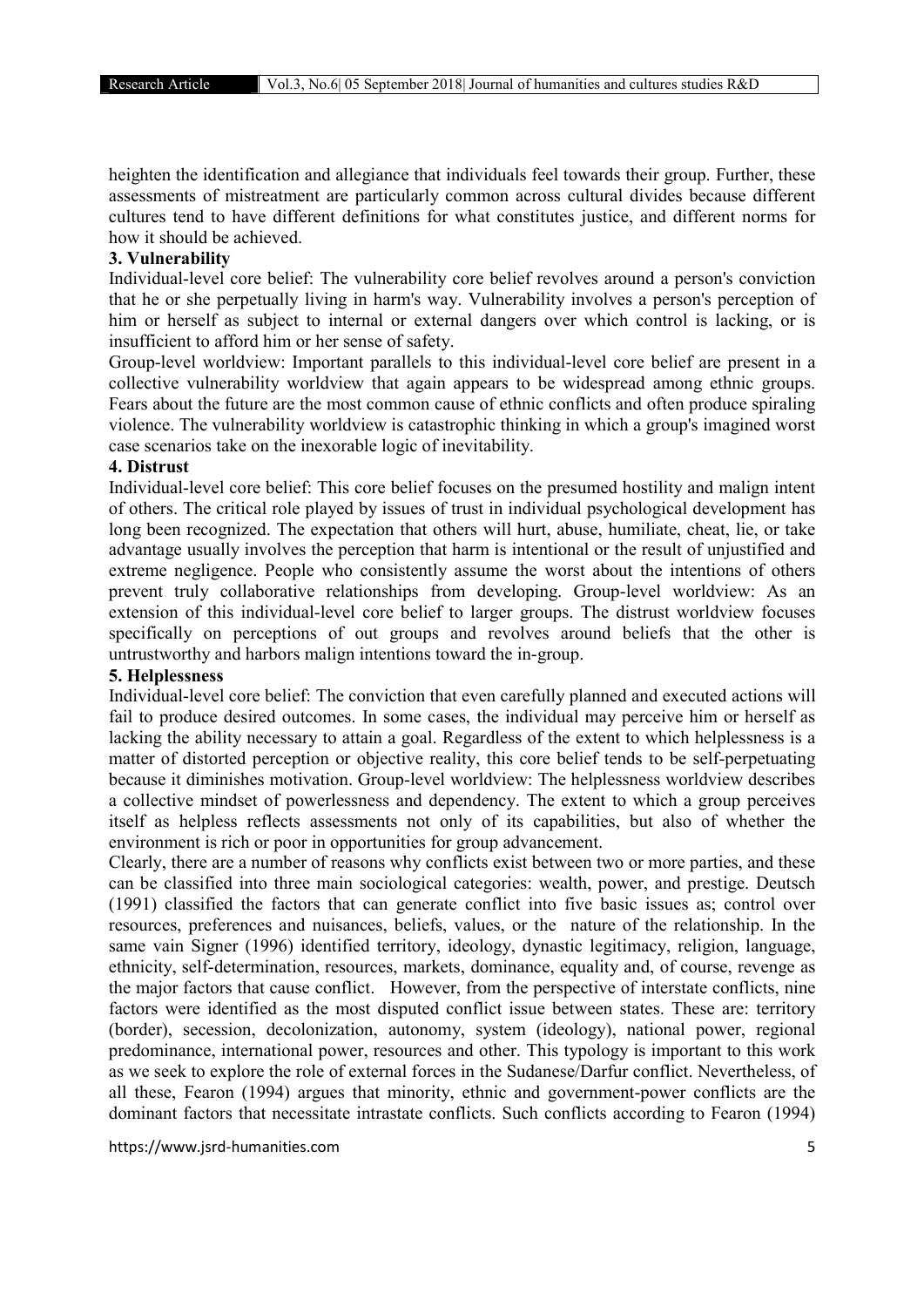heighten the identification and allegiance that individuals feel towards their group. Further, these assessments of mistreatment are particularly common across cultural divides because different cultures tend to have different definitions for what constitutes justice, and different norms for how it should be achieved.

**3. Vulnerability**

Individual-level core belief: The vulnerability core belief revolves around a person's conviction that he or she perpetually living in harm's way. Vulnerability involves a person's perception of him or herself as subject to internal or external dangers over which control is lacking, or is insufficient to afford him or her sense of safety.

Group-level worldview: Important parallels to this individual-level core belief are present in a collective vulnerability worldview that again appears to be widespread among ethnic groups. Fears about the future are the most common cause of ethnic conflicts and often produce spiraling violence. The vulnerability worldview is catastrophic thinking in which a group's imagined worst case scenarios take on the inexorable logic of inevitability.

**4. Distrust**

Individual-level core belief: This core belief focuses on the presumed hostility and malign intent of others. The critical role played by issues of trust in individual psychological development has long been recognized. The expectation that others will hurt, abuse, humiliate, cheat, lie, or take advantage usually involves the perception that harm is intentional or the result of unjustified and extreme negligence. People who consistently assume the worst about the intentions of others prevent truly collaborative relationships from developing. Group-level worldview: As an extension of this individual-level core belief to larger groups. The distrust worldview focuses specifically on perceptions of out groups and revolves around beliefs that the other is untrustworthy and harbors malign intentions toward the in-group.

**5. Helplessness**

Individual-level core belief: The conviction that even carefully planned and executed actions will fail to produce desired outcomes. In some cases, the individual may perceive him or herself as lacking the ability necessary to attain a goal. Regardless of the extent to which helplessness is a matter of distorted perception or objective reality, this core belief tends to be self-perpetuating because it diminishes motivation. Group-level worldview: The helplessness worldview describes a collective mindset of powerlessness and dependency. The extent to which a group perceives itself as helpless reflects assessments not only of its capabilities, but also of whether the environment is rich or poor in opportunities for group advancement.

Clearly, there are a number of reasons why conflicts exist between two or more parties, and these can be classified into three main sociological categories: wealth, power, and prestige. Deutsch (1991) classified the factors that can generate conflict into five basic issues as; control over resources, preferences and nuisances, beliefs, values, or the nature of the relationship. In the same vain Signer (1996) identified territory, ideology, dynastic legitimacy, religion, language, ethnicity, self-determination, resources, markets, dominance, equality and, of course, revenge as the major factors that cause conflict. However, from the perspective of interstate conflicts, nine factors were identified as the most disputed conflict issue between states. These are: territory (border), secession, decolonization, autonomy, system (ideology), national power, regional predominance, international power, resources and other. This typology is important to this work as we seek to explore the role of external forces in the Sudanese/Darfur conflict. Nevertheless, of all these, Fearon (1994) argues that minority, ethnic and government-power conflicts are the dominant factors that necessitate intrastate conflicts. Such conflicts according to Fearon (1994)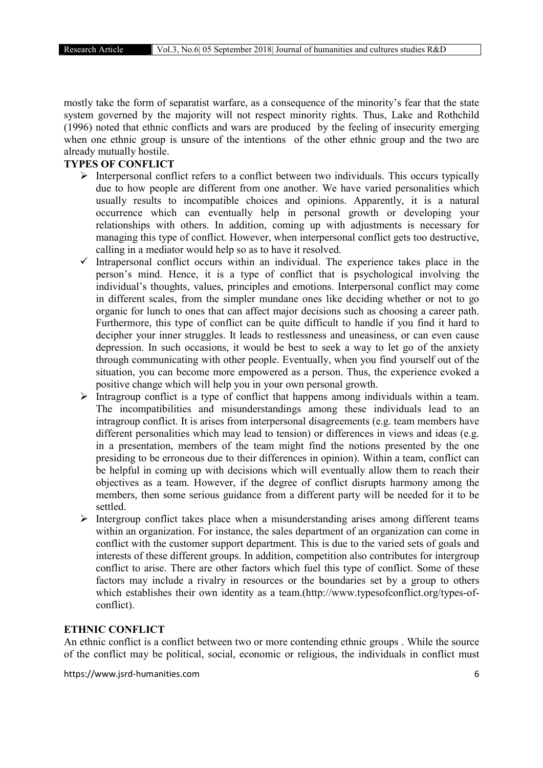mostly take the form of separatist warfare, as a consequence of the minority's fear that the state system governed by the majority will not respect minority rights. Thus, Lake and Rothchild (1996) noted that ethnic conflicts and wars are produced by the feeling of insecurity emerging when one ethnic group is unsure of the intentions of the other ethnic group and the two are already mutually hostile.

**TYPES OF CONFLICT**

- Interpersonal conflict refers to a conflict between two individuals. This occurs typically due to how people are different from one another. We have varied personalities which usually results to incompatible choices and opinions. Apparently, it is a natural occurrence which can eventually help in personal growth or developing your relationships with others. In addition, coming up with adjustments is necessary for managing this type of conflict. However, when interpersonal conflict gets too destructive, calling in a mediator would help so as to have it resolved.
- Intrapersonal conflict occurs within an individual. The experience takes place in the person's mind. Hence, it is a type of conflict that is psychological involving the individual's thoughts, values, principles and emotions. Interpersonal conflict may come in different scales, from the simpler mundane ones like deciding whether or not to go organic for lunch to ones that can affect major decisions such as choosing a career path. Furthermore, this type of conflict can be quite difficult to handle if you find it hard to decipher your inner struggles. It leads to restlessness and uneasiness, or can even cause depression. In such occasions, it would be best to seek a way to let go of the anxiety through communicating with other people. Eventually, when you find yourself out of the situation, you can become more empowered as a person. Thus, the experience evoked a positive change which will help you in your own personal growth.
- Intragroup conflict is a type of conflict that happens among individuals within a team. The incompatibilities and misunderstandings among these individuals lead to an intragroup conflict. It is arises from interpersonal disagreements (e.g. team members have different personalities which may lead to tension) or differences in views and ideas (e.g. in a presentation, members of the team might find the notions presented by the one presiding to be erroneous due to their differences in opinion). Within a team, conflict can be helpful in coming up with decisions which will eventually allow them to reach their objectives as a team. However, if the degree of conflict disrupts harmony among the members, then some serious guidance from a different party will be needed for it to be settled.
- Intergroup conflict takes place when a misunderstanding arises among different teams within an organization. For instance, the sales department of an organization can come in conflict with the customer support department. This is due to the varied sets of goals and interests of these different groups. In addition, competition also contributes for intergroup conflict to arise. There are other factors which fuel this type of conflict. Some of these factors may include a rivalry in resources or the boundaries set by a group to others which establishes their own identity as a team.(http://www.typesofconflict.org/types-of-conflict).

**ETHNIC CONFLICT**

An ethnic conflict is a conflict between two or more contending ethnic groups . While the source of the conflict may be political, social, economic or religious, the individuals in conflict must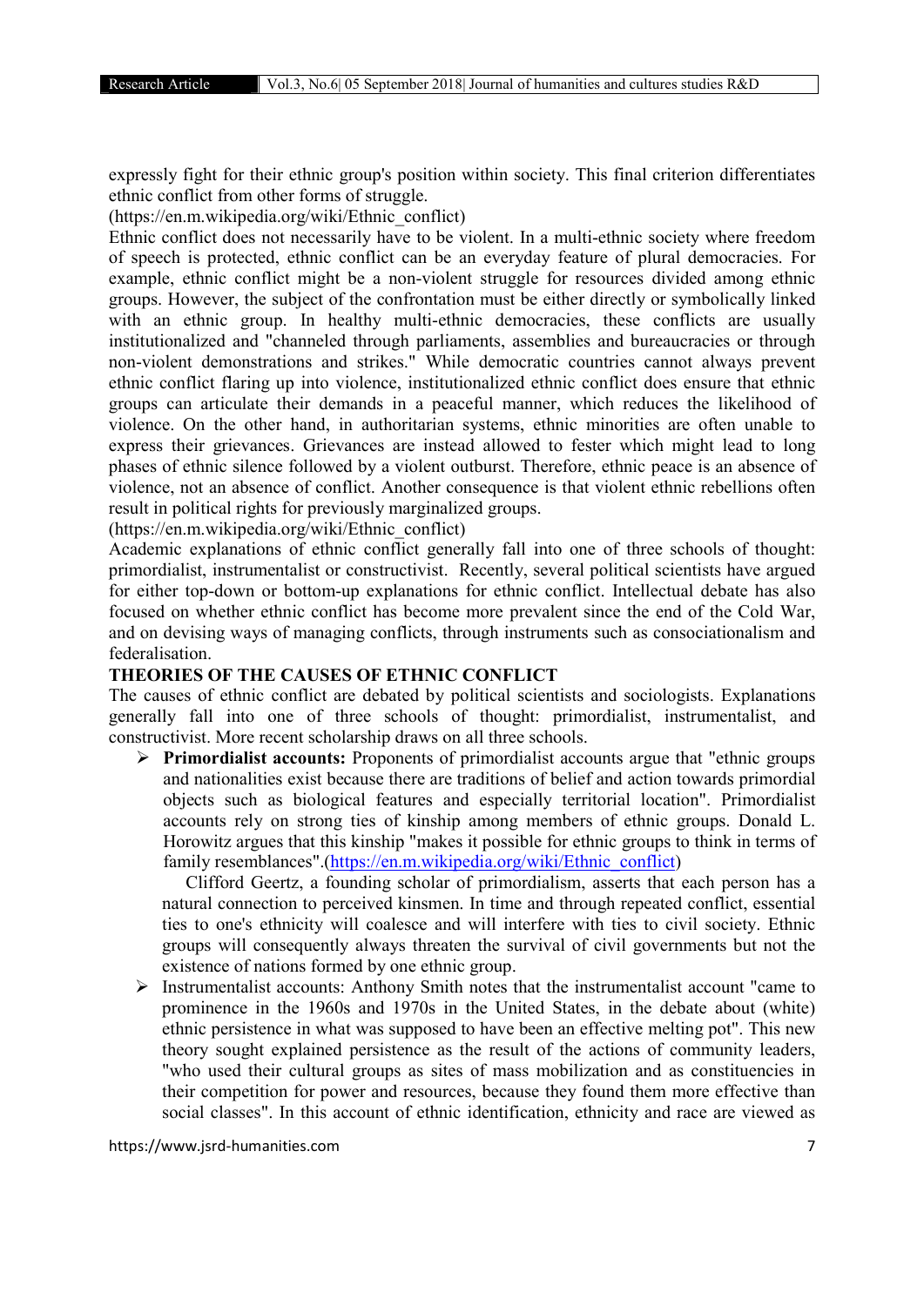expressly fight for their ethnic group's position within society. This final criterion differentiates ethnic conflict from other forms of struggle.
(https://en.m.wikipedia.org/wiki/Ethnic_conflict)

Ethnic conflict does not necessarily have to be violent. In a multi-ethnic society where freedom of speech is protected, ethnic conflict can be an everyday feature of plural democracies. For example, ethnic conflict might be a non-violent struggle for resources divided among ethnic groups. However, the subject of the confrontation must be either directly or symbolically linked with an ethnic group. In healthy multi-ethnic democracies, these conflicts are usually institutionalized and "channeled through parliaments, assemblies and bureaucracies or through non-violent demonstrations and strikes." While democratic countries cannot always prevent ethnic conflict flaring up into violence, institutionalized ethnic conflict does ensure that ethnic groups can articulate their demands in a peaceful manner, which reduces the likelihood of violence. On the other hand, in authoritarian systems, ethnic minorities are often unable to express their grievances. Grievances are instead allowed to fester which might lead to long phases of ethnic silence followed by a violent outburst. Therefore, ethnic peace is an absence of violence, not an absence of conflict. Another consequence is that violent ethnic rebellions often result in political rights for previously marginalized groups.
(https://en.m.wikipedia.org/wiki/Ethnic_conflict)

Academic explanations of ethnic conflict generally fall into one of three schools of thought: primordialist, instrumentalist or constructivist. Recently, several political scientists have argued for either top-down or bottom-up explanations for ethnic conflict. Intellectual debate has also focused on whether ethnic conflict has become more prevalent since the end of the Cold War, and on devising ways of managing conflicts, through instruments such as consociationalism and federalisation.

## THEORIES OF THE CAUSES OF ETHNIC CONFLICT

The causes of ethnic conflict are debated by political scientists and sociologists. Explanations generally fall into one of three schools of thought: primordialist, instrumentalist, and constructivist. More recent scholarship draws on all three schools.

- **Primordialist accounts:** Proponents of primordialist accounts argue that "ethnic groups and nationalities exist because there are traditions of belief and action towards primordial objects such as biological features and especially territorial location". Primordialist accounts rely on strong ties of kinship among members of ethnic groups. Donald L. Horowitz argues that this kinship "makes it possible for ethnic groups to think in terms of family resemblances".(https://en.m.wikipedia.org/wiki/Ethnic_conflict)

  Clifford Geertz, a founding scholar of primordialism, asserts that each person has a natural connection to perceived kinsmen. In time and through repeated conflict, essential ties to one's ethnicity will coalesce and will interfere with ties to civil society. Ethnic groups will consequently always threaten the survival of civil governments but not the existence of nations formed by one ethnic group.

- Instrumentalist accounts: Anthony Smith notes that the instrumentalist account "came to prominence in the 1960s and 1970s in the United States, in the debate about (white) ethnic persistence in what was supposed to have been an effective melting pot". This new theory sought explained persistence as the result of the actions of community leaders, "who used their cultural groups as sites of mass mobilization and as constituencies in their competition for power and resources, because they found them more effective than social classes". In this account of ethnic identification, ethnicity and race are viewed as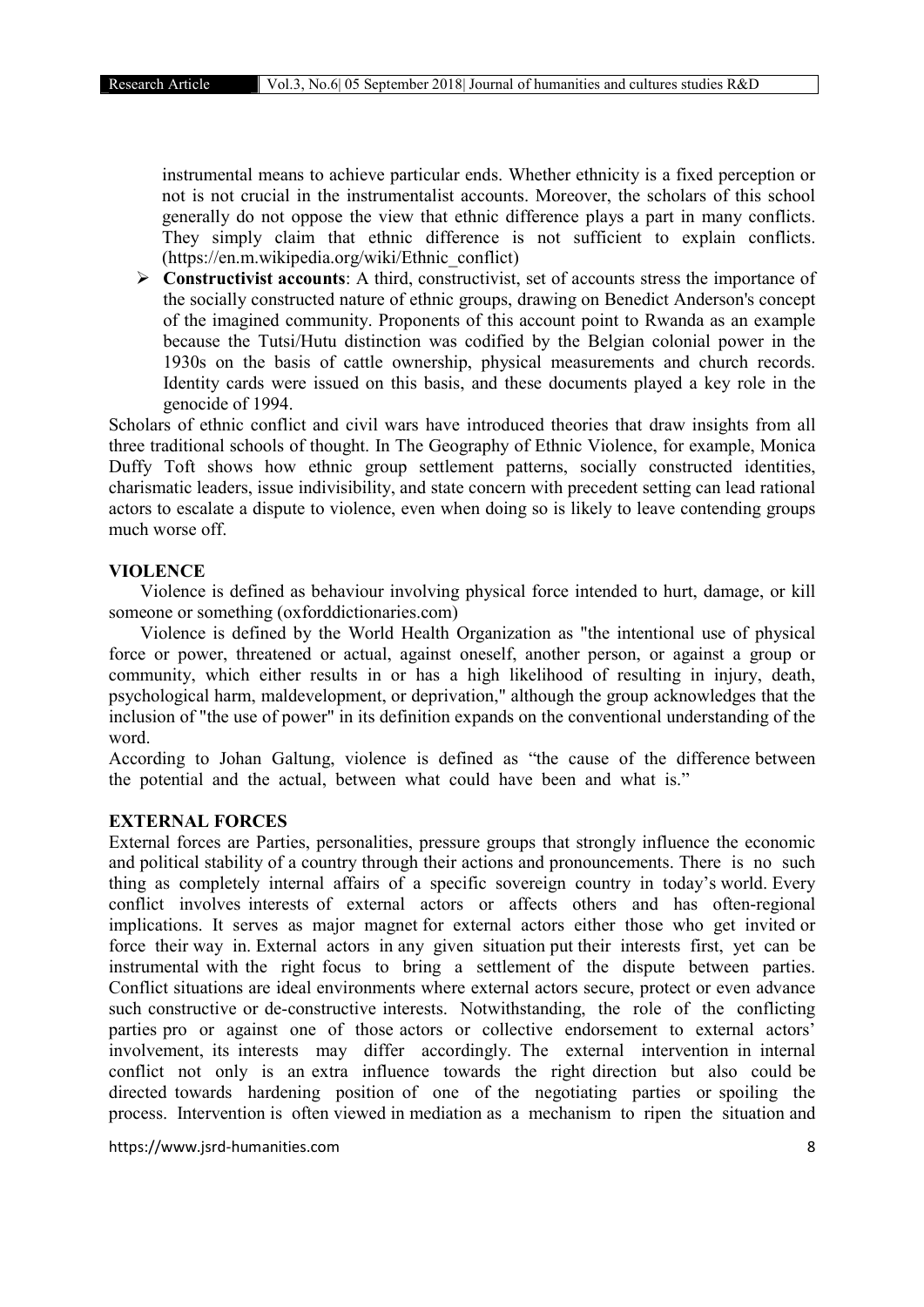instrumental means to achieve particular ends. Whether ethnicity is a fixed perception or not is not crucial in the instrumentalist accounts. Moreover, the scholars of this school generally do not oppose the view that ethnic difference plays a part in many conflicts. They simply claim that ethnic difference is not sufficient to explain conflicts. (https://en.m.wikipedia.org/wiki/Ethnic_conflict)

- **Constructivist accounts**: A third, constructivist, set of accounts stress the importance of the socially constructed nature of ethnic groups, drawing on Benedict Anderson's concept of the imagined community. Proponents of this account point to Rwanda as an example because the Tutsi/Hutu distinction was codified by the Belgian colonial power in the 1930s on the basis of cattle ownership, physical measurements and church records. Identity cards were issued on this basis, and these documents played a key role in the genocide of 1994.

Scholars of ethnic conflict and civil wars have introduced theories that draw insights from all three traditional schools of thought. In The Geography of Ethnic Violence, for example, Monica Duffy Toft shows how ethnic group settlement patterns, socially constructed identities, charismatic leaders, issue indivisibility, and state concern with precedent setting can lead rational actors to escalate a dispute to violence, even when doing so is likely to leave contending groups much worse off.

## VIOLENCE

Violence is defined as behaviour involving physical force intended to hurt, damage, or kill someone or something (oxforddictionaries.com)

Violence is defined by the World Health Organization as "the intentional use of physical force or power, threatened or actual, against oneself, another person, or against a group or community, which either results in or has a high likelihood of resulting in injury, death, psychological harm, maldevelopment, or deprivation," although the group acknowledges that the inclusion of "the use of power" in its definition expands on the conventional understanding of the word.

According to Johan Galtung, violence is defined as "the cause of the difference between the potential and the actual, between what could have been and what is."

## EXTERNAL FORCES

External forces are Parties, personalities, pressure groups that strongly influence the economic and political stability of a country through their actions and pronouncements. There is no such thing as completely internal affairs of a specific sovereign country in today's world. Every conflict involves interests of external actors or affects others and has often-regional implications. It serves as major magnet for external actors either those who get invited or force their way in. External actors in any given situation put their interests first, yet can be instrumental with the right focus to bring a settlement of the dispute between parties. Conflict situations are ideal environments where external actors secure, protect or even advance such constructive or de-constructive interests. Notwithstanding, the role of the conflicting parties pro or against one of those actors or collective endorsement to external actors' involvement, its interests may differ accordingly. The external intervention in internal conflict not only is an extra influence towards the right direction but also could be directed towards hardening position of one of the negotiating parties or spoiling the process. Intervention is often viewed in mediation as a mechanism to ripen the situation and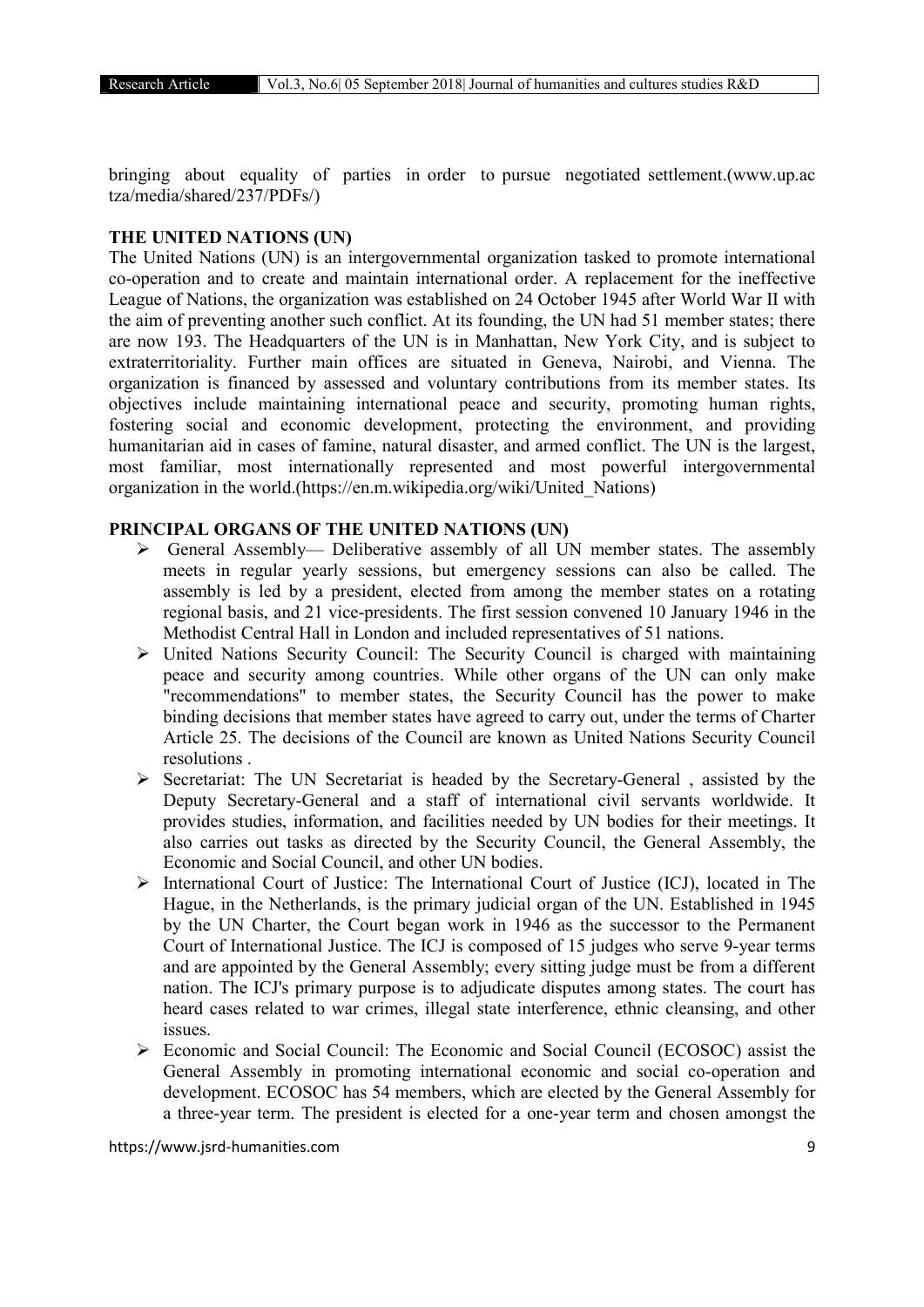bringing about equality of parties in order to pursue negotiated settlement.(www.up.ac tza/media/shared/237/PDFs/)

**THE UNITED NATIONS (UN)**

The United Nations (UN) is an intergovernmental organization tasked to promote international co-operation and to create and maintain international order. A replacement for the ineffective League of Nations, the organization was established on 24 October 1945 after World War II with the aim of preventing another such conflict. At its founding, the UN had 51 member states; there are now 193. The Headquarters of the UN is in Manhattan, New York City, and is subject to extraterritoriality. Further main offices are situated in Geneva, Nairobi, and Vienna. The organization is financed by assessed and voluntary contributions from its member states. Its objectives include maintaining international peace and security, promoting human rights, fostering social and economic development, protecting the environment, and providing humanitarian aid in cases of famine, natural disaster, and armed conflict. The UN is the largest, most familiar, most internationally represented and most powerful intergovernmental organization in the world.(https://en.m.wikipedia.org/wiki/United_Nations)

**PRINCIPAL ORGANS OF THE UNITED NATIONS (UN)**

- General Assembly— Deliberative assembly of all UN member states. The assembly meets in regular yearly sessions, but emergency sessions can also be called. The assembly is led by a president, elected from among the member states on a rotating regional basis, and 21 vice-presidents. The first session convened 10 January 1946 in the Methodist Central Hall in London and included representatives of 51 nations.
- United Nations Security Council: The Security Council is charged with maintaining peace and security among countries. While other organs of the UN can only make "recommendations" to member states, the Security Council has the power to make binding decisions that member states have agreed to carry out, under the terms of Charter Article 25. The decisions of the Council are known as United Nations Security Council resolutions .
- Secretariat: The UN Secretariat is headed by the Secretary-General , assisted by the Deputy Secretary-General and a staff of international civil servants worldwide. It provides studies, information, and facilities needed by UN bodies for their meetings. It also carries out tasks as directed by the Security Council, the General Assembly, the Economic and Social Council, and other UN bodies.
- International Court of Justice: The International Court of Justice (ICJ), located in The Hague, in the Netherlands, is the primary judicial organ of the UN. Established in 1945 by the UN Charter, the Court began work in 1946 as the successor to the Permanent Court of International Justice. The ICJ is composed of 15 judges who serve 9-year terms and are appointed by the General Assembly; every sitting judge must be from a different nation. The ICJ's primary purpose is to adjudicate disputes among states. The court has heard cases related to war crimes, illegal state interference, ethnic cleansing, and other issues.
- Economic and Social Council: The Economic and Social Council (ECOSOC) assist the General Assembly in promoting international economic and social co-operation and development. ECOSOC has 54 members, which are elected by the General Assembly for a three-year term. The president is elected for a one-year term and chosen amongst the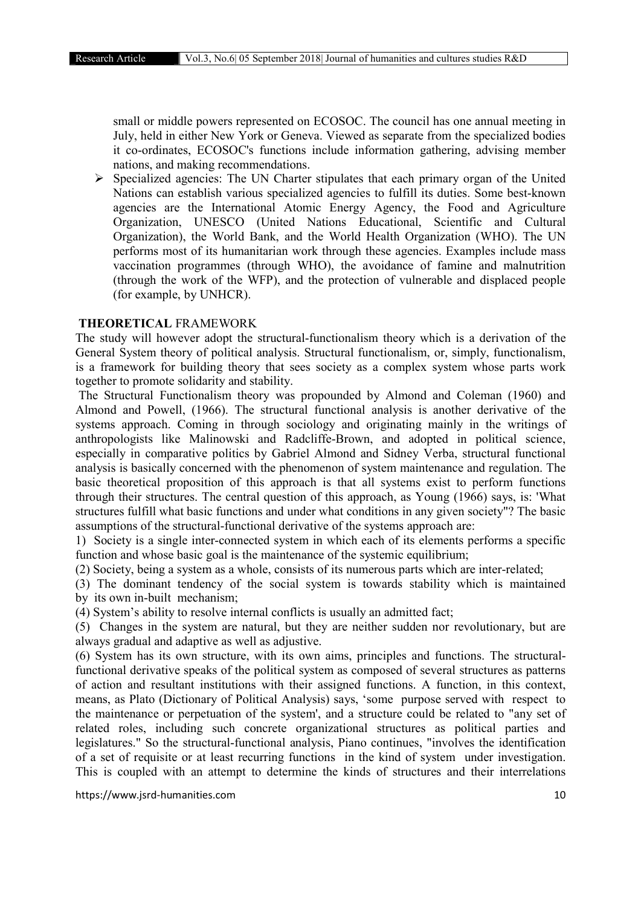small or middle powers represented on ECOSOC. The council has one annual meeting in July, held in either New York or Geneva. Viewed as separate from the specialized bodies it co-ordinates, ECOSOC's functions include information gathering, advising member nations, and making recommendations.

- Specialized agencies: The UN Charter stipulates that each primary organ of the United Nations can establish various specialized agencies to fulfill its duties. Some best-known agencies are the International Atomic Energy Agency, the Food and Agriculture Organization, UNESCO (United Nations Educational, Scientific and Cultural Organization), the World Bank, and the World Health Organization (WHO). The UN performs most of its humanitarian work through these agencies. Examples include mass vaccination programmes (through WHO), the avoidance of famine and malnutrition (through the work of the WFP), and the protection of vulnerable and displaced people (for example, by UNHCR).

## THEORETICAL FRAMEWORK

The study will however adopt the structural-functionalism theory which is a derivation of the General System theory of political analysis. Structural functionalism, or, simply, functionalism, is a framework for building theory that sees society as a complex system whose parts work together to promote solidarity and stability.

The Structural Functionalism theory was propounded by Almond and Coleman (1960) and Almond and Powell, (1966). The structural functional analysis is another derivative of the systems approach. Coming in through sociology and originating mainly in the writings of anthropologists like Malinowski and Radcliffe-Brown, and adopted in political science, especially in comparative politics by Gabriel Almond and Sidney Verba, structural functional analysis is basically concerned with the phenomenon of system maintenance and regulation. The basic theoretical proposition of this approach is that all systems exist to perform functions through their structures. The central question of this approach, as Young (1966) says, is: 'What structures fulfill what basic functions and under what conditions in any given society"? The basic assumptions of the structural-functional derivative of the systems approach are:

1) Society is a single inter-connected system in which each of its elements performs a specific function and whose basic goal is the maintenance of the systemic equilibrium;

(2) Society, being a system as a whole, consists of its numerous parts which are inter-related;

(3) The dominant tendency of the social system is towards stability which is maintained by its own in-built mechanism;

(4) System's ability to resolve internal conflicts is usually an admitted fact;

(5) Changes in the system are natural, but they are neither sudden nor revolutionary, but are always gradual and adaptive as well as adjustive.

(6) System has its own structure, with its own aims, principles and functions. The structural-functional derivative speaks of the political system as composed of several structures as patterns of action and resultant institutions with their assigned functions. A function, in this context, means, as Plato (Dictionary of Political Analysis) says, 'some purpose served with respect to the maintenance or perpetuation of the system', and a structure could be related to "any set of related roles, including such concrete organizational structures as political parties and legislatures." So the structural-functional analysis, Piano continues, "involves the identification of a set of requisite or at least recurring functions in the kind of system under investigation. This is coupled with an attempt to determine the kinds of structures and their interrelations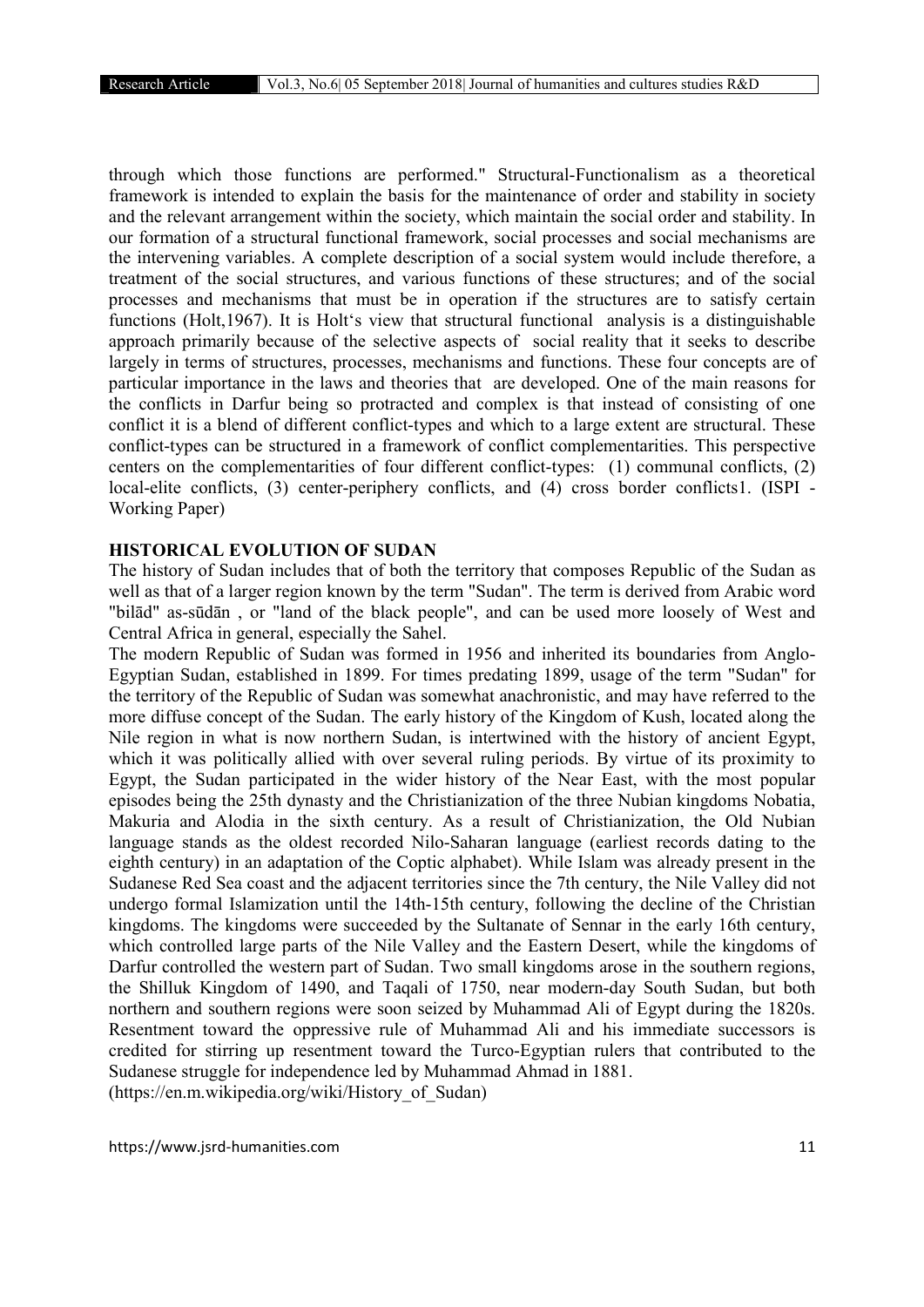through which those functions are performed." Structural-Functionalism as a theoretical framework is intended to explain the basis for the maintenance of order and stability in society and the relevant arrangement within the society, which maintain the social order and stability. In our formation of a structural functional framework, social processes and social mechanisms are the intervening variables. A complete description of a social system would include therefore, a treatment of the social structures, and various functions of these structures; and of the social processes and mechanisms that must be in operation if the structures are to satisfy certain functions (Holt,1967). It is Holt's view that structural functional analysis is a distinguishable approach primarily because of the selective aspects of social reality that it seeks to describe largely in terms of structures, processes, mechanisms and functions. These four concepts are of particular importance in the laws and theories that are developed. One of the main reasons for the conflicts in Darfur being so protracted and complex is that instead of consisting of one conflict it is a blend of different conflict-types and which to a large extent are structural. These conflict-types can be structured in a framework of conflict complementarities. This perspective centers on the complementarities of four different conflict-types: (1) communal conflicts, (2) local-elite conflicts, (3) center-periphery conflicts, and (4) cross border conflicts1. (ISPI - Working Paper)

## HISTORICAL EVOLUTION OF SUDAN

The history of Sudan includes that of both the territory that composes Republic of the Sudan as well as that of a larger region known by the term "Sudan". The term is derived from Arabic word "bilād" as-sūdān , or "land of the black people", and can be used more loosely of West and Central Africa in general, especially the Sahel.

The modern Republic of Sudan was formed in 1956 and inherited its boundaries from Anglo-Egyptian Sudan, established in 1899. For times predating 1899, usage of the term "Sudan" for the territory of the Republic of Sudan was somewhat anachronistic, and may have referred to the more diffuse concept of the Sudan. The early history of the Kingdom of Kush, located along the Nile region in what is now northern Sudan, is intertwined with the history of ancient Egypt, which it was politically allied with over several ruling periods. By virtue of its proximity to Egypt, the Sudan participated in the wider history of the Near East, with the most popular episodes being the 25th dynasty and the Christianization of the three Nubian kingdoms Nobatia, Makuria and Alodia in the sixth century. As a result of Christianization, the Old Nubian language stands as the oldest recorded Nilo-Saharan language (earliest records dating to the eighth century) in an adaptation of the Coptic alphabet). While Islam was already present in the Sudanese Red Sea coast and the adjacent territories since the 7th century, the Nile Valley did not undergo formal Islamization until the 14th-15th century, following the decline of the Christian kingdoms. The kingdoms were succeeded by the Sultanate of Sennar in the early 16th century, which controlled large parts of the Nile Valley and the Eastern Desert, while the kingdoms of Darfur controlled the western part of Sudan. Two small kingdoms arose in the southern regions, the Shilluk Kingdom of 1490, and Taqali of 1750, near modern-day South Sudan, but both northern and southern regions were soon seized by Muhammad Ali of Egypt during the 1820s. Resentment toward the oppressive rule of Muhammad Ali and his immediate successors is credited for stirring up resentment toward the Turco-Egyptian rulers that contributed to the Sudanese struggle for independence led by Muhammad Ahmad in 1881.
(https://en.m.wikipedia.org/wiki/History_of_Sudan)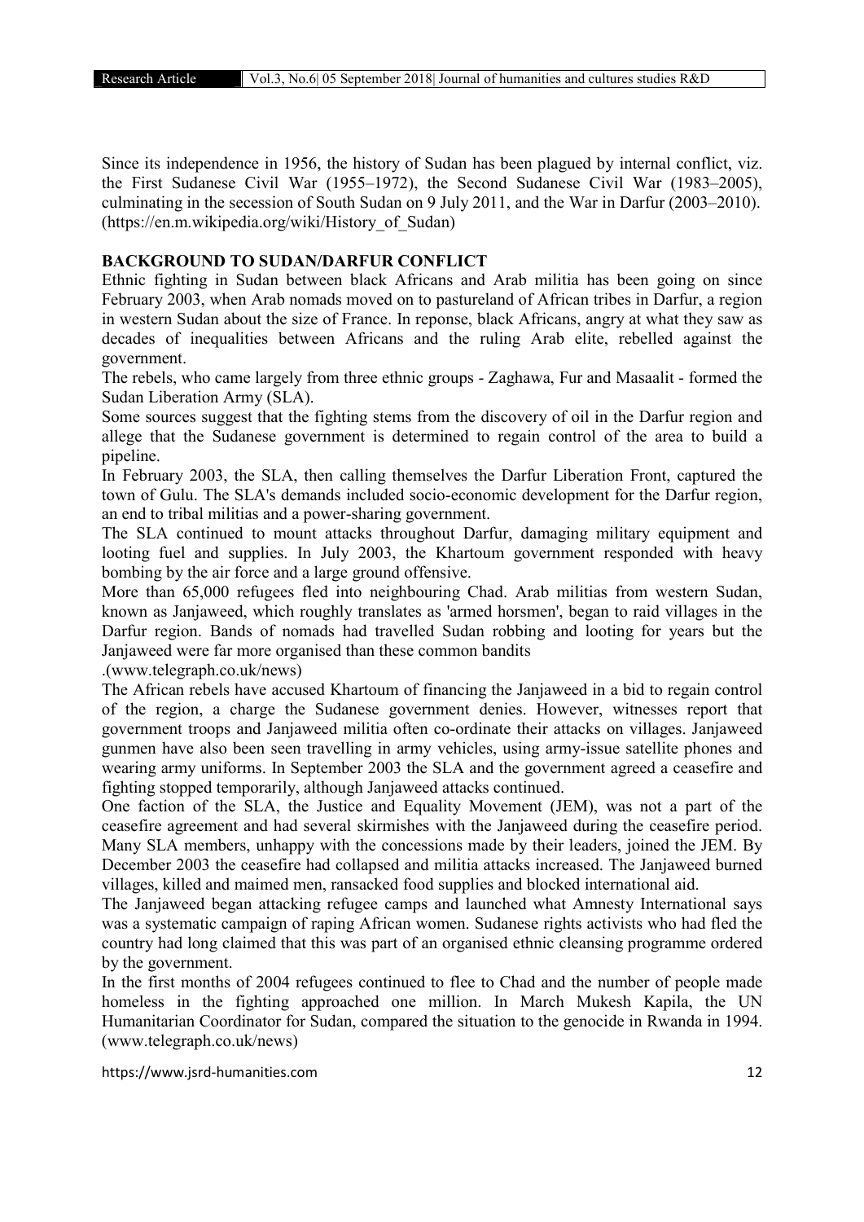Since its independence in 1956, the history of Sudan has been plagued by internal conflict, viz. the First Sudanese Civil War (1955–1972), the Second Sudanese Civil War (1983–2005), culminating in the secession of South Sudan on 9 July 2011, and the War in Darfur (2003–2010). (https://en.m.wikipedia.org/wiki/History_of_Sudan)

## BACKGROUND TO SUDAN/DARFUR CONFLICT

Ethnic fighting in Sudan between black Africans and Arab militia has been going on since February 2003, when Arab nomads moved on to pastureland of African tribes in Darfur, a region in western Sudan about the size of France. In reponse, black Africans, angry at what they saw as decades of inequalities between Africans and the ruling Arab elite, rebelled against the government.

The rebels, who came largely from three ethnic groups - Zaghawa, Fur and Masaalit - formed the Sudan Liberation Army (SLA).

Some sources suggest that the fighting stems from the discovery of oil in the Darfur region and allege that the Sudanese government is determined to regain control of the area to build a pipeline.

In February 2003, the SLA, then calling themselves the Darfur Liberation Front, captured the town of Gulu. The SLA's demands included socio-economic development for the Darfur region, an end to tribal militias and a power-sharing government.

The SLA continued to mount attacks throughout Darfur, damaging military equipment and looting fuel and supplies. In July 2003, the Khartoum government responded with heavy bombing by the air force and a large ground offensive.

More than 65,000 refugees fled into neighbouring Chad. Arab militias from western Sudan, known as Janjaweed, which roughly translates as 'armed horsmen', began to raid villages in the Darfur region. Bands of nomads had travelled Sudan robbing and looting for years but the Janjaweed were far more organised than these common bandits

.(www.telegraph.co.uk/news)

The African rebels have accused Khartoum of financing the Janjaweed in a bid to regain control of the region, a charge the Sudanese government denies. However, witnesses report that government troops and Janjaweed militia often co-ordinate their attacks on villages. Janjaweed gunmen have also been seen travelling in army vehicles, using army-issue satellite phones and wearing army uniforms. In September 2003 the SLA and the government agreed a ceasefire and fighting stopped temporarily, although Janjaweed attacks continued.

One faction of the SLA, the Justice and Equality Movement (JEM), was not a part of the ceasefire agreement and had several skirmishes with the Janjaweed during the ceasefire period. Many SLA members, unhappy with the concessions made by their leaders, joined the JEM. By December 2003 the ceasefire had collapsed and militia attacks increased. The Janjaweed burned villages, killed and maimed men, ransacked food supplies and blocked international aid.

The Janjaweed began attacking refugee camps and launched what Amnesty International says was a systematic campaign of raping African women. Sudanese rights activists who had fled the country had long claimed that this was part of an organised ethnic cleansing programme ordered by the government.

In the first months of 2004 refugees continued to flee to Chad and the number of people made homeless in the fighting approached one million. In March Mukesh Kapila, the UN Humanitarian Coordinator for Sudan, compared the situation to the genocide in Rwanda in 1994. (www.telegraph.co.uk/news)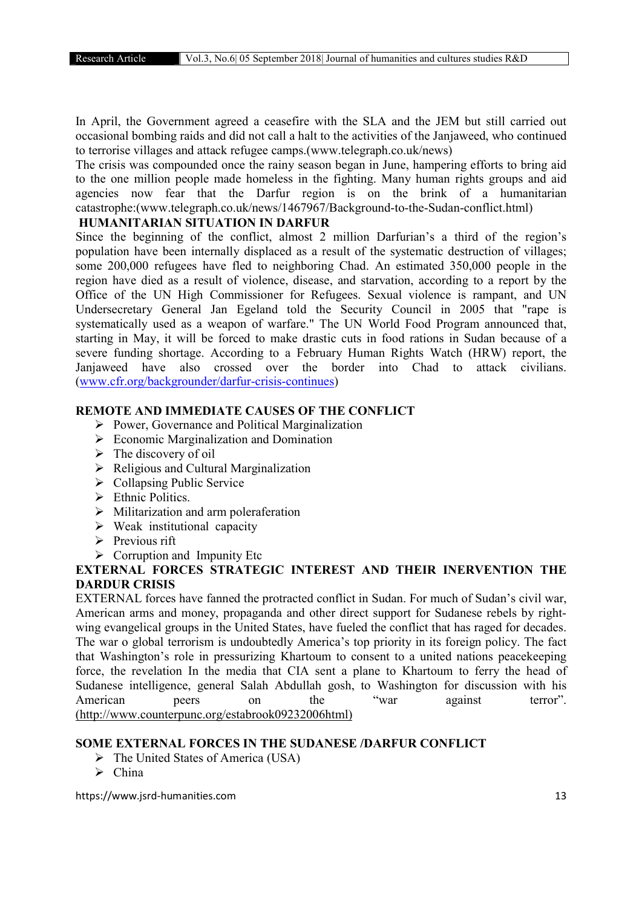In April, the Government agreed a ceasefire with the SLA and the JEM but still carried out occasional bombing raids and did not call a halt to the activities of the Janjaweed, who continued to terrorise villages and attack refugee camps.(www.telegraph.co.uk/news)

The crisis was compounded once the rainy season began in June, hampering efforts to bring aid to the one million people made homeless in the fighting. Many human rights groups and aid agencies now fear that the Darfur region is on the brink of a humanitarian catastrophe:(www.telegraph.co.uk/news/1467967/Background-to-the-Sudan-conflict.html)

## HUMANITARIAN SITUATION IN DARFUR

Since the beginning of the conflict, almost 2 million Darfurian's a third of the region's population have been internally displaced as a result of the systematic destruction of villages; some 200,000 refugees have fled to neighboring Chad. An estimated 350,000 people in the region have died as a result of violence, disease, and starvation, according to a report by the Office of the UN High Commissioner for Refugees. Sexual violence is rampant, and UN Undersecretary General Jan Egeland told the Security Council in 2005 that "rape is systematically used as a weapon of warfare." The UN World Food Program announced that, starting in May, it will be forced to make drastic cuts in food rations in Sudan because of a severe funding shortage. According to a February Human Rights Watch (HRW) report, the Janjaweed have also crossed over the border into Chad to attack civilians. (www.cfr.org/backgrounder/darfur-crisis-continues)

## REMOTE AND IMMEDIATE CAUSES OF THE CONFLICT

- Power, Governance and Political Marginalization
- Economic Marginalization and Domination
- The discovery of oil
- Religious and Cultural Marginalization
- Collapsing Public Service
- Ethnic Politics.
- Militarization and arm poleraferation
- Weak institutional capacity
- Previous rift
- Corruption and Impunity Etc

## EXTERNAL FORCES STRATEGIC INTEREST AND THEIR INERVENTION THE DARDUR CRISIS

EXTERNAL forces have fanned the protracted conflict in Sudan. For much of Sudan's civil war, American arms and money, propaganda and other direct support for Sudanese rebels by right-wing evangelical groups in the United States, have fueled the conflict that has raged for decades. The war o global terrorism is undoubtedly America's top priority in its foreign policy. The fact that Washington's role in pressurizing Khartoum to consent to a united nations peacekeeping force, the revelation In the media that CIA sent a plane to Khartoum to ferry the head of Sudanese intelligence, general Salah Abdullah gosh, to Washington for discussion with his American peers on the "war against terror". (http://www.counterpunc.org/estabrook09232006html)

## SOME EXTERNAL FORCES IN THE SUDANESE /DARFUR CONFLICT

- The United States of America (USA)
- China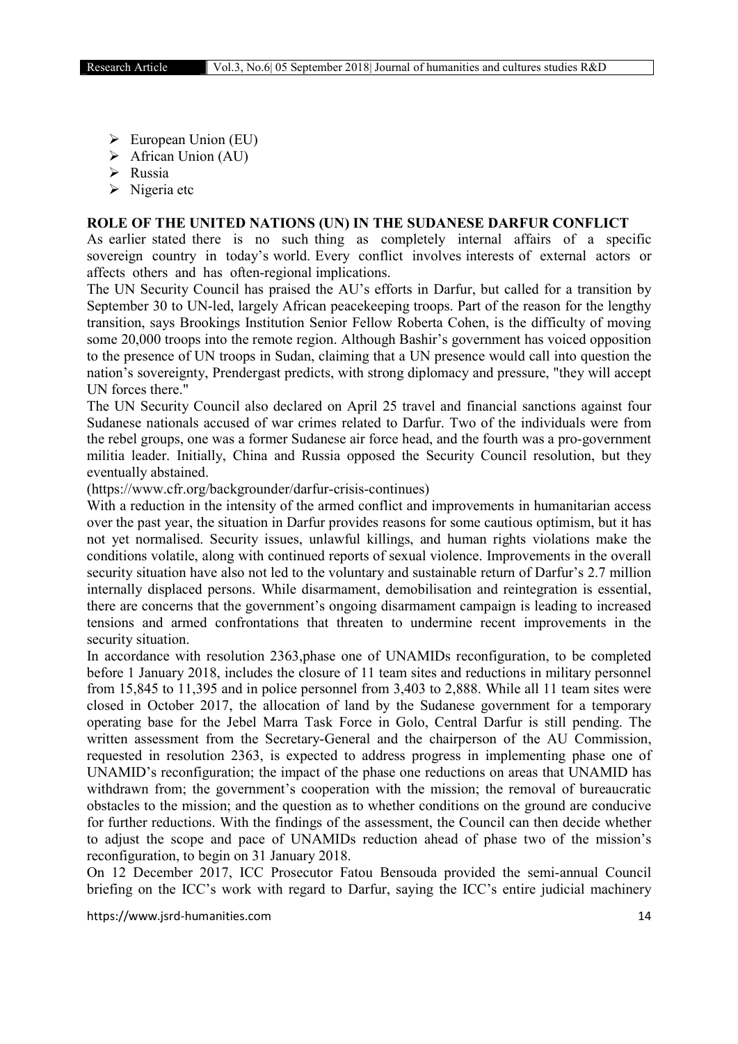- European Union (EU)
- African Union (AU)
- Russia
- Nigeria etc

**ROLE OF THE UNITED NATIONS (UN) IN THE SUDANESE DARFUR CONFLICT**

As earlier stated there is no such thing as completely internal affairs of a specific sovereign country in today's world. Every conflict involves interests of external actors or affects others and has often-regional implications.

The UN Security Council has praised the AU's efforts in Darfur, but called for a transition by September 30 to UN-led, largely African peacekeeping troops. Part of the reason for the lengthy transition, says Brookings Institution Senior Fellow Roberta Cohen, is the difficulty of moving some 20,000 troops into the remote region. Although Bashir's government has voiced opposition to the presence of UN troops in Sudan, claiming that a UN presence would call into question the nation's sovereignty, Prendergast predicts, with strong diplomacy and pressure, "they will accept UN forces there."

The UN Security Council also declared on April 25 travel and financial sanctions against four Sudanese nationals accused of war crimes related to Darfur. Two of the individuals were from the rebel groups, one was a former Sudanese air force head, and the fourth was a pro-government militia leader. Initially, China and Russia opposed the Security Council resolution, but they eventually abstained.

(https://www.cfr.org/backgrounder/darfur-crisis-continues)

With a reduction in the intensity of the armed conflict and improvements in humanitarian access over the past year, the situation in Darfur provides reasons for some cautious optimism, but it has not yet normalised. Security issues, unlawful killings, and human rights violations make the conditions volatile, along with continued reports of sexual violence. Improvements in the overall security situation have also not led to the voluntary and sustainable return of Darfur's 2.7 million internally displaced persons. While disarmament, demobilisation and reintegration is essential, there are concerns that the government's ongoing disarmament campaign is leading to increased tensions and armed confrontations that threaten to undermine recent improvements in the security situation.

In accordance with resolution 2363,phase one of UNAMIDs reconfiguration, to be completed before 1 January 2018, includes the closure of 11 team sites and reductions in military personnel from 15,845 to 11,395 and in police personnel from 3,403 to 2,888. While all 11 team sites were closed in October 2017, the allocation of land by the Sudanese government for a temporary operating base for the Jebel Marra Task Force in Golo, Central Darfur is still pending. The written assessment from the Secretary-General and the chairperson of the AU Commission, requested in resolution 2363, is expected to address progress in implementing phase one of UNAMID's reconfiguration; the impact of the phase one reductions on areas that UNAMID has withdrawn from; the government's cooperation with the mission; the removal of bureaucratic obstacles to the mission; and the question as to whether conditions on the ground are conducive for further reductions. With the findings of the assessment, the Council can then decide whether to adjust the scope and pace of UNAMIDs reduction ahead of phase two of the mission's reconfiguration, to begin on 31 January 2018.

On 12 December 2017, ICC Prosecutor Fatou Bensouda provided the semi-annual Council briefing on the ICC's work with regard to Darfur, saying the ICC's entire judicial machinery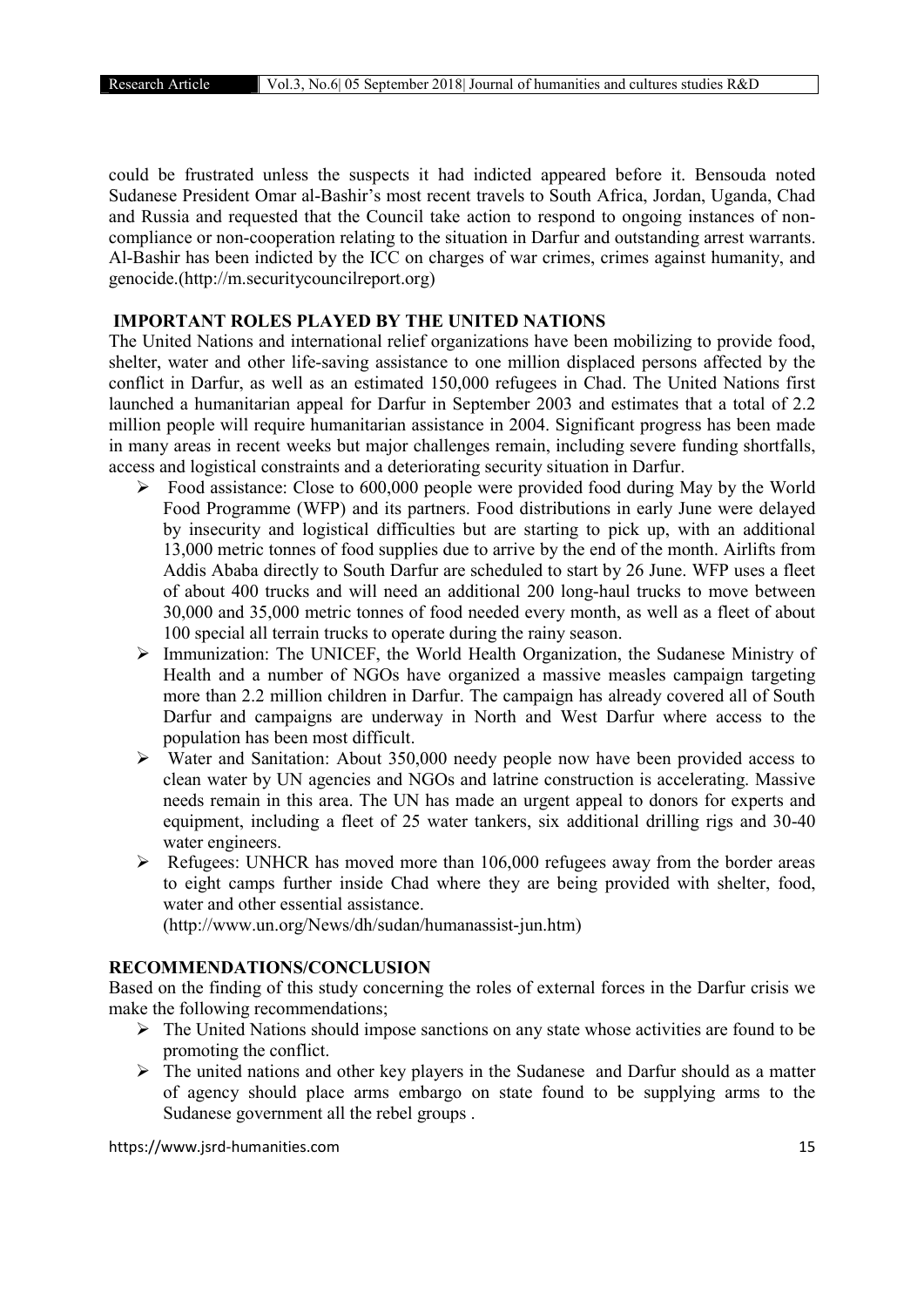could be frustrated unless the suspects it had indicted appeared before it. Bensouda noted Sudanese President Omar al-Bashir's most recent travels to South Africa, Jordan, Uganda, Chad and Russia and requested that the Council take action to respond to ongoing instances of non-compliance or non-cooperation relating to the situation in Darfur and outstanding arrest warrants. Al-Bashir has been indicted by the ICC on charges of war crimes, crimes against humanity, and genocide.(http://m.securitycouncilreport.org)

## IMPORTANT ROLES PLAYED BY THE UNITED NATIONS

The United Nations and international relief organizations have been mobilizing to provide food, shelter, water and other life-saving assistance to one million displaced persons affected by the conflict in Darfur, as well as an estimated 150,000 refugees in Chad. The United Nations first launched a humanitarian appeal for Darfur in September 2003 and estimates that a total of 2.2 million people will require humanitarian assistance in 2004. Significant progress has been made in many areas in recent weeks but major challenges remain, including severe funding shortfalls, access and logistical constraints and a deteriorating security situation in Darfur.

- Food assistance: Close to 600,000 people were provided food during May by the World Food Programme (WFP) and its partners. Food distributions in early June were delayed by insecurity and logistical difficulties but are starting to pick up, with an additional 13,000 metric tonnes of food supplies due to arrive by the end of the month. Airlifts from Addis Ababa directly to South Darfur are scheduled to start by 26 June. WFP uses a fleet of about 400 trucks and will need an additional 200 long-haul trucks to move between 30,000 and 35,000 metric tonnes of food needed every month, as well as a fleet of about 100 special all terrain trucks to operate during the rainy season.
- Immunization: The UNICEF, the World Health Organization, the Sudanese Ministry of Health and a number of NGOs have organized a massive measles campaign targeting more than 2.2 million children in Darfur. The campaign has already covered all of South Darfur and campaigns are underway in North and West Darfur where access to the population has been most difficult.
- Water and Sanitation: About 350,000 needy people now have been provided access to clean water by UN agencies and NGOs and latrine construction is accelerating. Massive needs remain in this area. The UN has made an urgent appeal to donors for experts and equipment, including a fleet of 25 water tankers, six additional drilling rigs and 30-40 water engineers.
- Refugees: UNHCR has moved more than 106,000 refugees away from the border areas to eight camps further inside Chad where they are being provided with shelter, food, water and other essential assistance.
(http://www.un.org/News/dh/sudan/humanassist-jun.htm)

## RECOMMENDATIONS/CONCLUSION

Based on the finding of this study concerning the roles of external forces in the Darfur crisis we make the following recommendations;

- The United Nations should impose sanctions on any state whose activities are found to be promoting the conflict.
- The united nations and other key players in the Sudanese and Darfur should as a matter of agency should place arms embargo on state found to be supplying arms to the Sudanese government all the rebel groups .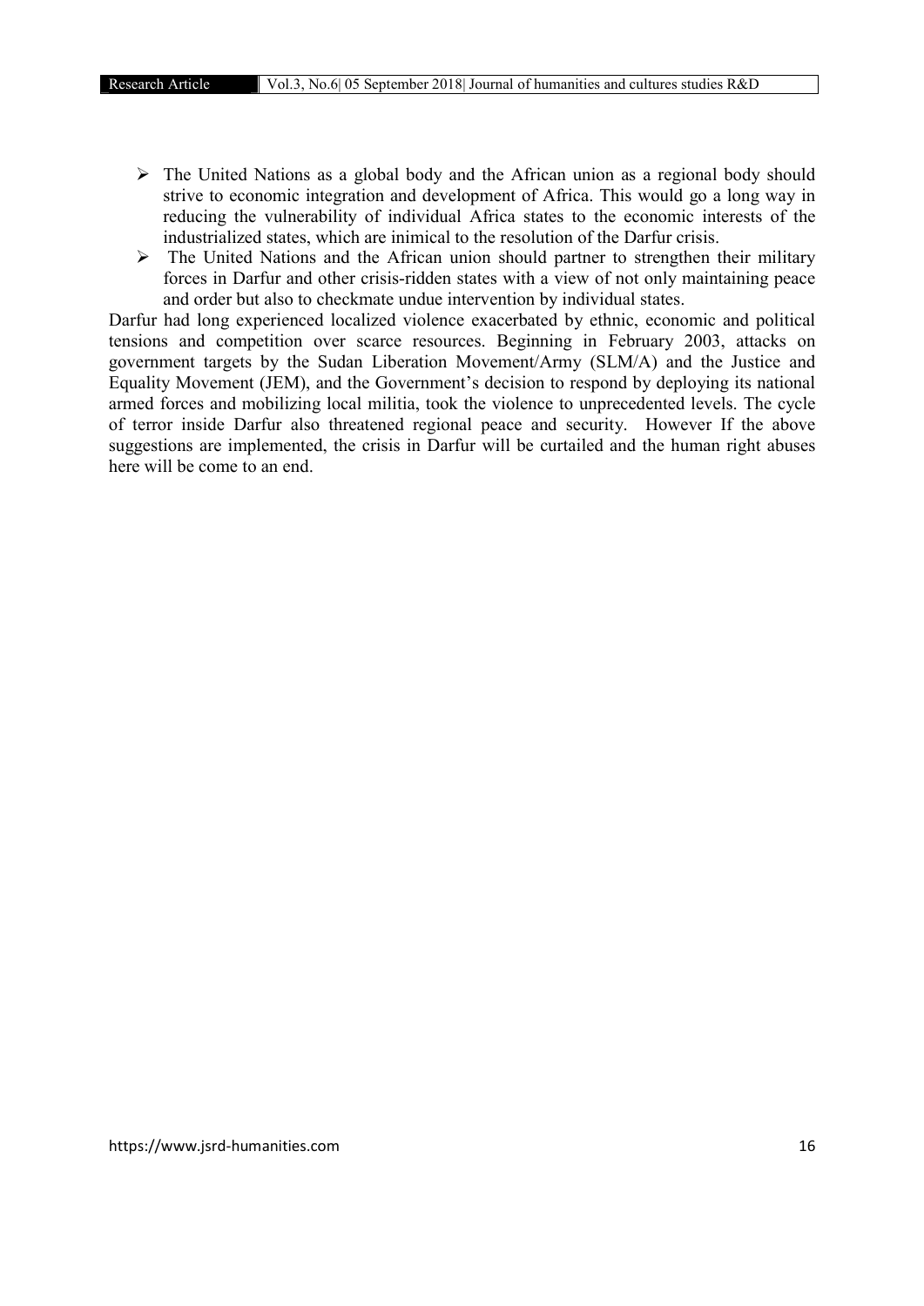- The United Nations as a global body and the African union as a regional body should strive to economic integration and development of Africa. This would go a long way in reducing the vulnerability of individual Africa states to the economic interests of the industrialized states, which are inimical to the resolution of the Darfur crisis.
- The United Nations and the African union should partner to strengthen their military forces in Darfur and other crisis-ridden states with a view of not only maintaining peace and order but also to checkmate undue intervention by individual states.

Darfur had long experienced localized violence exacerbated by ethnic, economic and political tensions and competition over scarce resources. Beginning in February 2003, attacks on government targets by the Sudan Liberation Movement/Army (SLM/A) and the Justice and Equality Movement (JEM), and the Government's decision to respond by deploying its national armed forces and mobilizing local militia, took the violence to unprecedented levels. The cycle of terror inside Darfur also threatened regional peace and security. However If the above suggestions are implemented, the crisis in Darfur will be curtailed and the human right abuses here will be come to an end.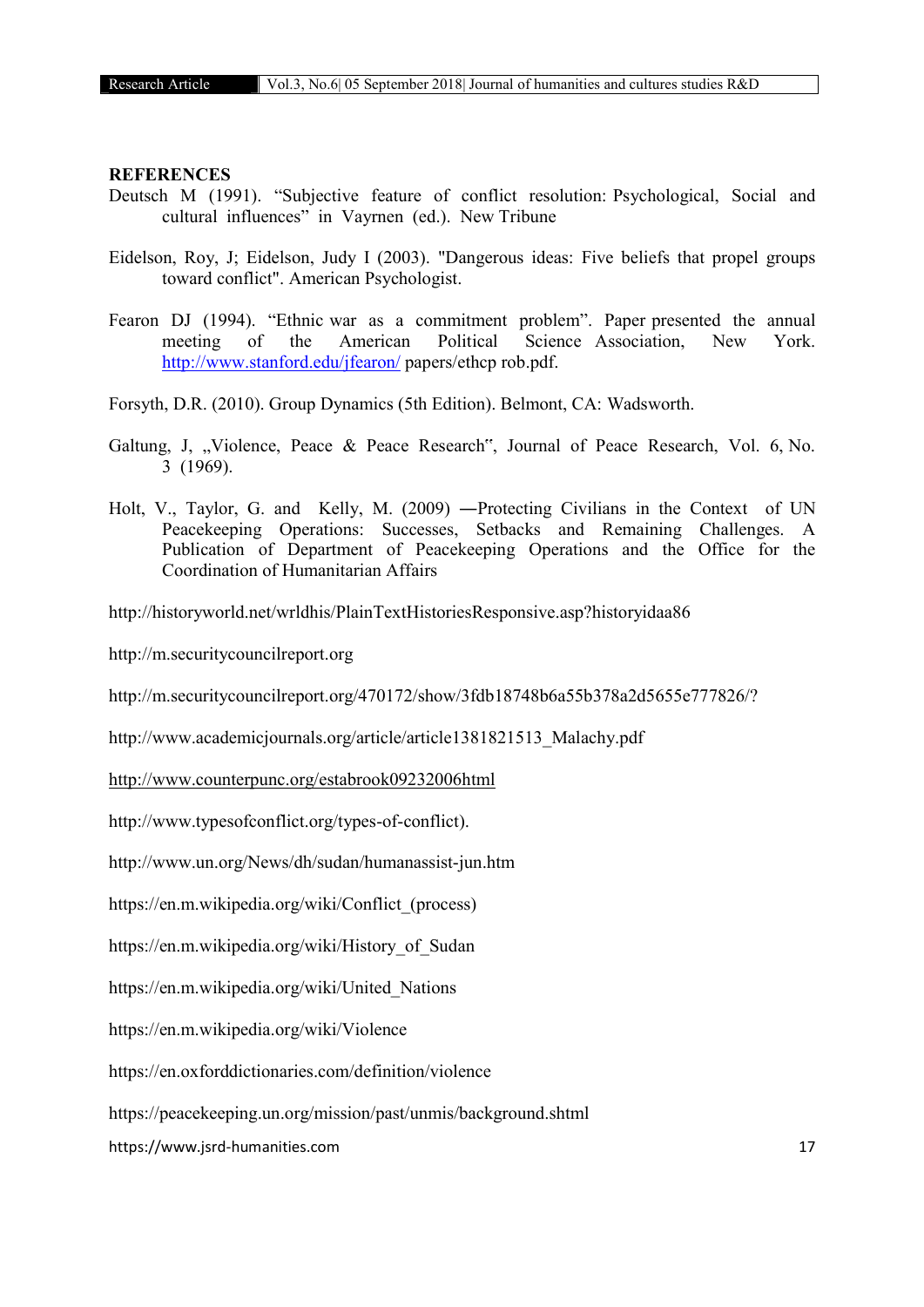## REFERENCES

Deutsch M (1991). "Subjective feature of conflict resolution: Psychological, Social and cultural influences" in Vayrnen (ed.). New Tribune

Eidelson, Roy, J; Eidelson, Judy I (2003). "Dangerous ideas: Five beliefs that propel groups toward conflict". American Psychologist.

Fearon DJ (1994). "Ethnic war as a commitment problem". Paper presented the annual meeting of the American Political Science Association, New York. http://www.stanford.edu/jfearon/ papers/ethcp rob.pdf.

Forsyth, D.R. (2010). Group Dynamics (5th Edition). Belmont, CA: Wadsworth.

Galtung, J, „Violence, Peace & Peace Research", Journal of Peace Research, Vol. 6, No. 3 (1969).

Holt, V., Taylor, G. and Kelly, M. (2009) ―Protecting Civilians in the Context of UN Peacekeeping Operations: Successes, Setbacks and Remaining Challenges. A Publication of Department of Peacekeeping Operations and the Office for the Coordination of Humanitarian Affairs

http://historyworld.net/wrldhis/PlainTextHistoriesResponsive.asp?historyidaa86

http://m.securitycouncilreport.org

http://m.securitycouncilreport.org/470172/show/3fdb18748b6a55b378a2d5655e777826/?

http://www.academicjournals.org/article/article1381821513_Malachy.pdf

http://www.counterpunc.org/estabrook09232006html

http://www.typesofconflict.org/types-of-conflict).

http://www.un.org/News/dh/sudan/humanassist-jun.htm

https://en.m.wikipedia.org/wiki/Conflict_(process)

https://en.m.wikipedia.org/wiki/History_of_Sudan

https://en.m.wikipedia.org/wiki/United_Nations

https://en.m.wikipedia.org/wiki/Violence

https://en.oxforddictionaries.com/definition/violence

https://peacekeeping.un.org/mission/past/unmis/background.shtml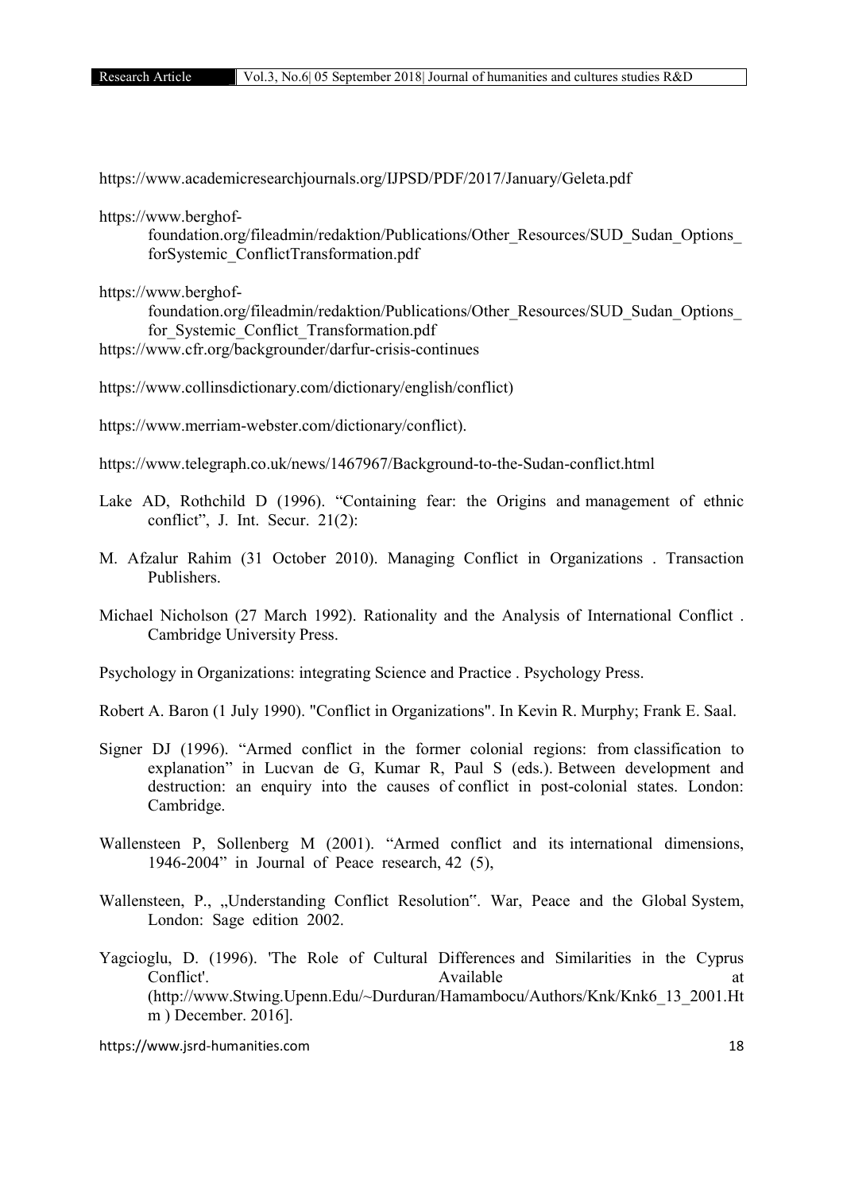https://www.academicresearchjournals.org/IJPSD/PDF/2017/January/Geleta.pdf

https://www.berghof-foundation.org/fileadmin/redaktion/Publications/Other_Resources/SUD_Sudan_Options_forSystemic_ConflictTransformation.pdf

https://www.berghof-foundation.org/fileadmin/redaktion/Publications/Other_Resources/SUD_Sudan_Options_for_Systemic_Conflict_Transformation.pdf

https://www.cfr.org/backgrounder/darfur-crisis-continues

https://www.collinsdictionary.com/dictionary/english/conflict)

https://www.merriam-webster.com/dictionary/conflict).

https://www.telegraph.co.uk/news/1467967/Background-to-the-Sudan-conflict.html

Lake AD, Rothchild D (1996). "Containing fear: the Origins and management of ethnic conflict", J. Int. Secur. 21(2):

M. Afzalur Rahim (31 October 2010). Managing Conflict in Organizations . Transaction Publishers.

Michael Nicholson (27 March 1992). Rationality and the Analysis of International Conflict . Cambridge University Press.

Psychology in Organizations: integrating Science and Practice . Psychology Press.

Robert A. Baron (1 July 1990). "Conflict in Organizations". In Kevin R. Murphy; Frank E. Saal.

Signer DJ (1996). "Armed conflict in the former colonial regions: from classification to explanation" in Lucvan de G, Kumar R, Paul S (eds.). Between development and destruction: an enquiry into the causes of conflict in post-colonial states. London: Cambridge.

Wallensteen P, Sollenberg M (2001). "Armed conflict and its international dimensions, 1946-2004" in Journal of Peace research, 42 (5),

Wallensteen, P., „Understanding Conflict Resolution". War, Peace and the Global System, London: Sage edition 2002.

Yagcioglu, D. (1996). 'The Role of Cultural Differences and Similarities in the Cyprus Conflict'. Available at (http://www.Stwing.Upenn.Edu/~Durduran/Hamambocu/Authors/Knk/Knk6_13_2001.Htm ) December. 2016].